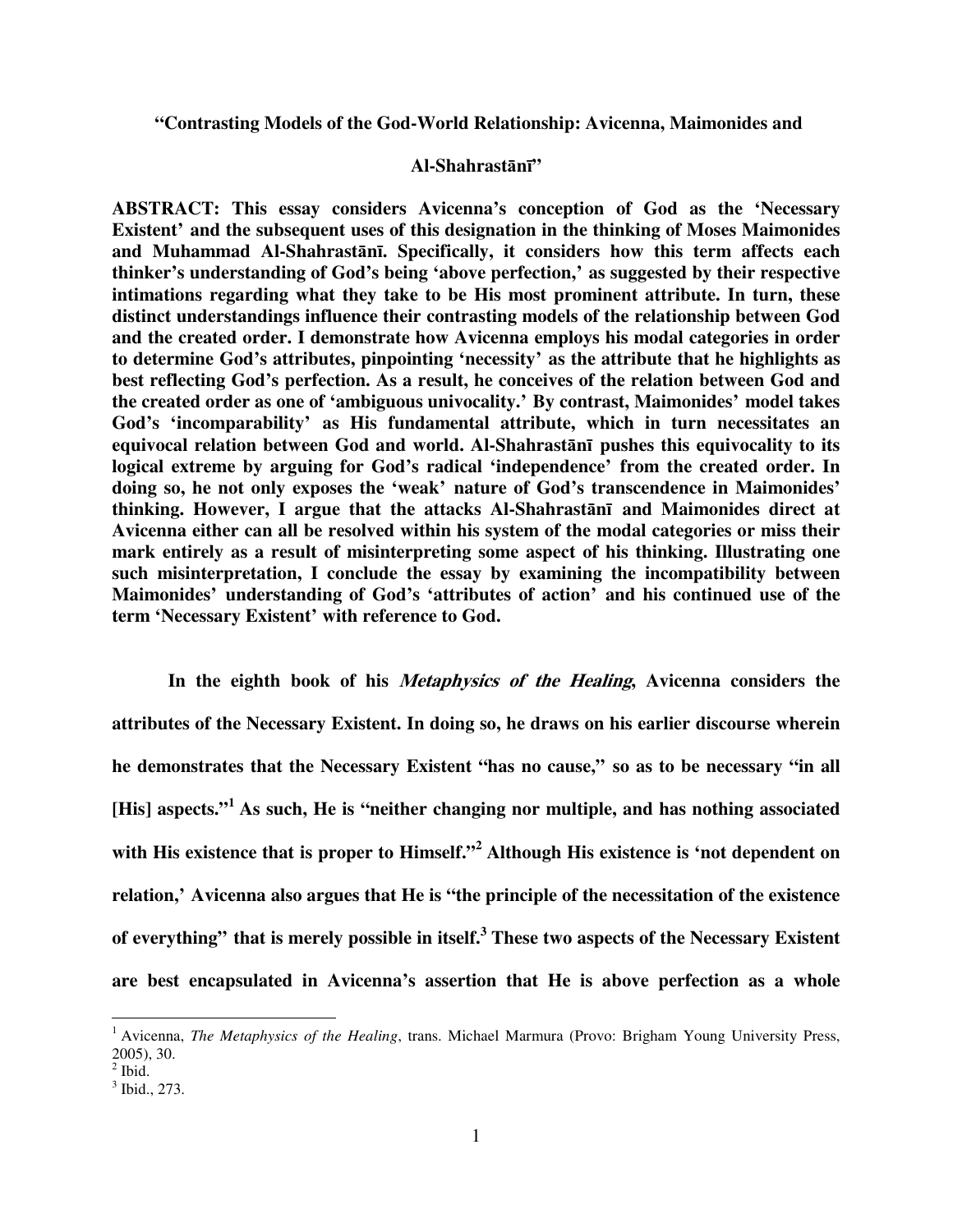**"Contrasting Models of the God-World Relationship: Avicenna, Maimonides and Al-Shahrastānī"**

**ABSTRACT: This essay considers Avicenna's conception of God as the 'Necessary Existent' and the subsequent uses of this designation in the thinking of Moses Maimonides and Muhammad Al-Shahrastānī. Specifically, it considers how this term affects each thinker's understanding of God's being 'above perfection,' as suggested by their respective intimations regarding what they take to be His most prominent attribute. In turn, these distinct understandings influence their contrasting models of the relationship between God and the created order. I demonstrate how Avicenna employs his modal categories in order to determine God's attributes, pinpointing 'necessity' as the attribute that he highlights as best reflecting God's perfection. As a result, he conceives of the relation between God and the created order as one of 'ambiguous univocality.' By contrast, Maimonides' model takes God's 'incomparability' as His fundamental attribute, which in turn necessitates an equivocal relation between God and world. Al-Shahrastānī pushes this equivocality to its logical extreme by arguing for God's radical 'independence' from the created order. In doing so, he not only exposes the 'weak' nature of God's transcendence in Maimonides' thinking. However, I argue that the attacks Al-Shahrastānī and Maimonides direct at Avicenna either can all be resolved within his system of the modal categories or miss their mark entirely as a result of misinterpreting some aspect of his thinking. Illustrating one such misinterpretation, I conclude the essay by examining the incompatibility between Maimonides' understanding of God's 'attributes of action' and his continued use of the term 'Necessary Existent' with reference to God.**

**In the eighth book of his *Metaphysics of the Healing*, Avicenna considers the attributes of the Necessary Existent. In doing so, he draws on his earlier discourse wherein he demonstrates that the Necessary Existent "has no cause," so as to be necessary "in all [His] aspects."[1] As such, He is "neither changing nor multiple, and has nothing associated with His existence that is proper to Himself."[2] Although His existence is 'not dependent on relation,' Avicenna also argues that He is "the principle of the necessitation of the existence of everything" that is merely possible in itself.[3] These two aspects of the Necessary Existent are best encapsulated in Avicenna's assertion that He is above perfection as a whole**

---

[1] Avicenna, *The Metaphysics of the Healing*, trans. Michael Marmura (Provo: Brigham Young University Press, 2005), 30.

[2] Ibid.

[3] Ibid., 273.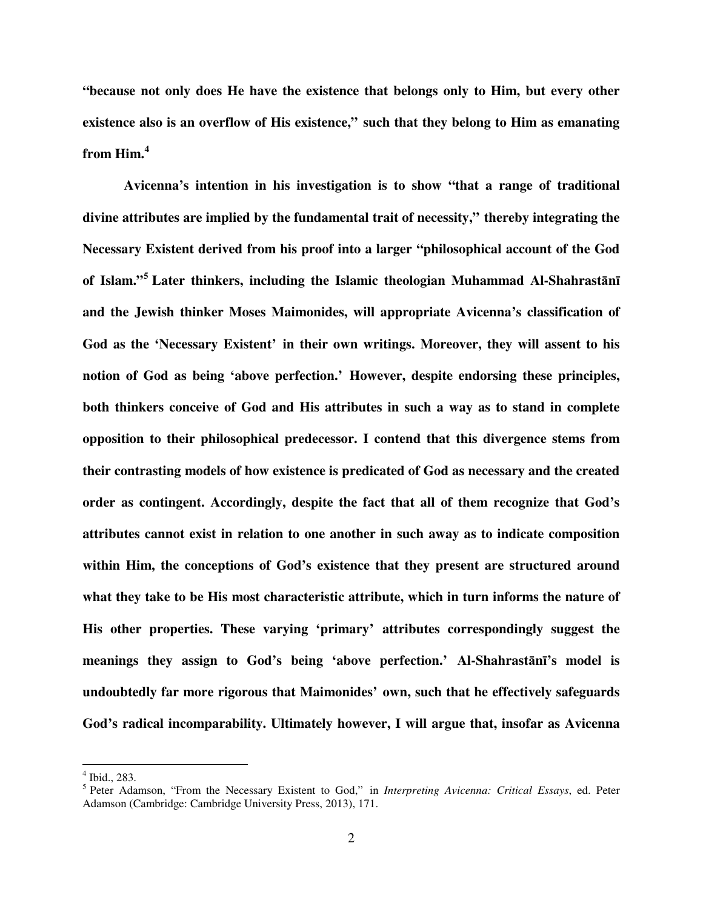**"because not only does He have the existence that belongs only to Him, but every other existence also is an overflow of His existence," such that they belong to Him as emanating from Him.[4]**

**Avicenna's intention in his investigation is to show "that a range of traditional divine attributes are implied by the fundamental trait of necessity," thereby integrating the Necessary Existent derived from his proof into a larger "philosophical account of the God of Islam."[5] Later thinkers, including the Islamic theologian Muhammad Al-Shahrastānī and the Jewish thinker Moses Maimonides, will appropriate Avicenna's classification of God as the 'Necessary Existent' in their own writings. Moreover, they will assent to his notion of God as being 'above perfection.' However, despite endorsing these principles, both thinkers conceive of God and His attributes in such a way as to stand in complete opposition to their philosophical predecessor. I contend that this divergence stems from their contrasting models of how existence is predicated of God as necessary and the created order as contingent. Accordingly, despite the fact that all of them recognize that God's attributes cannot exist in relation to one another in such away as to indicate composition within Him, the conceptions of God's existence that they present are structured around what they take to be His most characteristic attribute, which in turn informs the nature of His other properties. These varying 'primary' attributes correspondingly suggest the meanings they assign to God's being 'above perfection.' Al-Shahrastānī's model is undoubtedly far more rigorous that Maimonides' own, such that he effectively safeguards God's radical incomparability. Ultimately however, I will argue that, insofar as Avicenna**

---

[4] Ibid., 283.

[5] Peter Adamson, "From the Necessary Existent to God," in *Interpreting Avicenna: Critical Essays*, ed. Peter Adamson (Cambridge: Cambridge University Press, 2013), 171.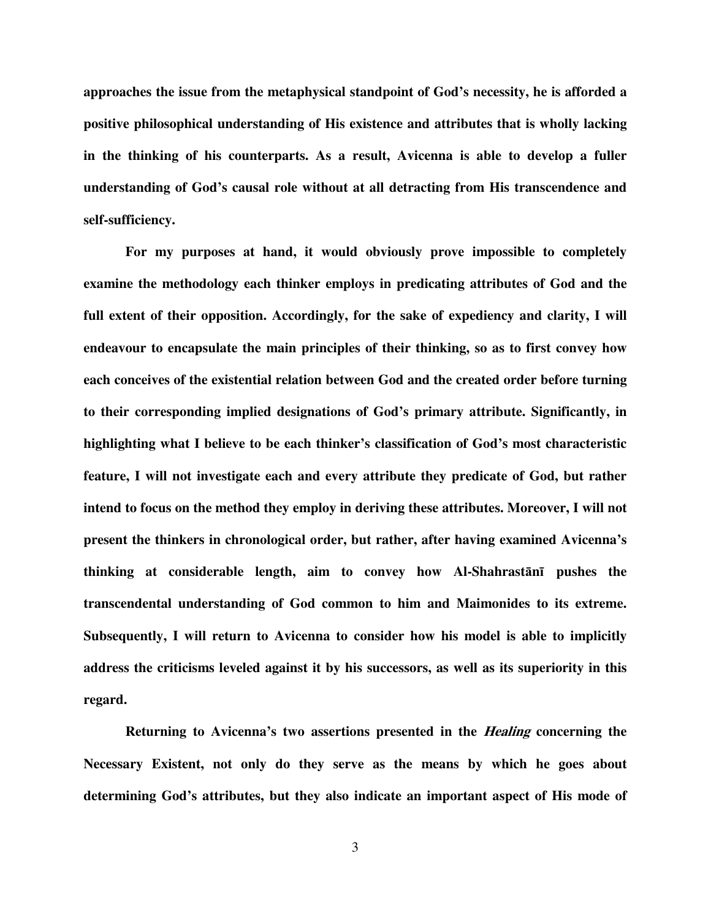**approaches the issue from the metaphysical standpoint of God's necessity, he is afforded a positive philosophical understanding of His existence and attributes that is wholly lacking in the thinking of his counterparts. As a result, Avicenna is able to develop a fuller understanding of God's causal role without at all detracting from His transcendence and self-sufficiency.**

**For my purposes at hand, it would obviously prove impossible to completely examine the methodology each thinker employs in predicating attributes of God and the full extent of their opposition. Accordingly, for the sake of expediency and clarity, I will endeavour to encapsulate the main principles of their thinking, so as to first convey how each conceives of the existential relation between God and the created order before turning to their corresponding implied designations of God's primary attribute. Significantly, in highlighting what I believe to be each thinker's classification of God's most characteristic feature, I will not investigate each and every attribute they predicate of God, but rather intend to focus on the method they employ in deriving these attributes. Moreover, I will not present the thinkers in chronological order, but rather, after having examined Avicenna's thinking at considerable length, aim to convey how Al-Shahrastānī pushes the transcendental understanding of God common to him and Maimonides to its extreme. Subsequently, I will return to Avicenna to consider how his model is able to implicitly address the criticisms leveled against it by his successors, as well as its superiority in this regard.**

**Returning to Avicenna's two assertions presented in the *Healing* concerning the Necessary Existent, not only do they serve as the means by which he goes about determining God's attributes, but they also indicate an important aspect of His mode of**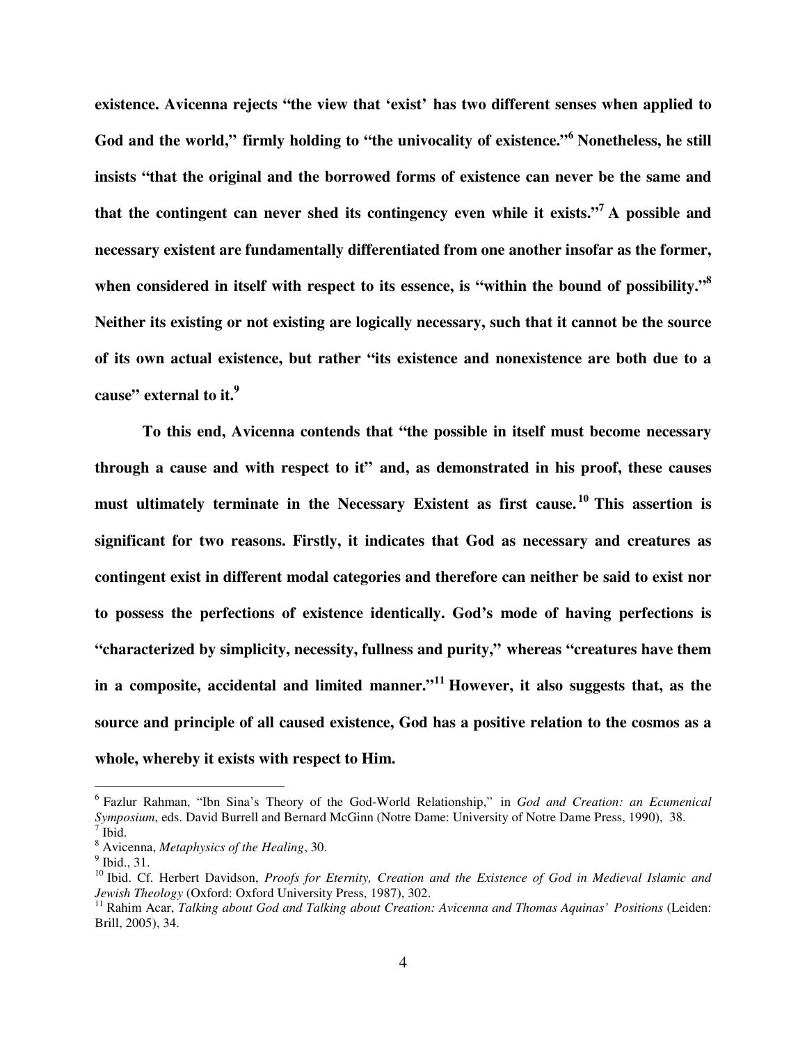**existence. Avicenna rejects "the view that 'exist' has two different senses when applied to God and the world," firmly holding to "the univocality of existence."[6] Nonetheless, he still insists "that the original and the borrowed forms of existence can never be the same and that the contingent can never shed its contingency even while it exists."[7] A possible and necessary existent are fundamentally differentiated from one another insofar as the former, when considered in itself with respect to its essence, is "within the bound of possibility."[8] Neither its existing or not existing are logically necessary, such that it cannot be the source of its own actual existence, but rather "its existence and nonexistence are both due to a cause" external to it.[9]**

**To this end, Avicenna contends that "the possible in itself must become necessary through a cause and with respect to it" and, as demonstrated in his proof, these causes must ultimately terminate in the Necessary Existent as first cause.[10] This assertion is significant for two reasons. Firstly, it indicates that God as necessary and creatures as contingent exist in different modal categories and therefore can neither be said to exist nor to possess the perfections of existence identically. God's mode of having perfections is "characterized by simplicity, necessity, fullness and purity," whereas "creatures have them in a composite, accidental and limited manner."[11] However, it also suggests that, as the source and principle of all caused existence, God has a positive relation to the cosmos as a whole, whereby it exists with respect to Him.**

---

[6] Fazlur Rahman, "Ibn Sina's Theory of the God-World Relationship," in *God and Creation: an Ecumenical Symposium*, eds. David Burrell and Bernard McGinn (Notre Dame: University of Notre Dame Press, 1990), 38.

[7] Ibid.

[8] Avicenna, *Metaphysics of the Healing*, 30.

[9] Ibid., 31.

[10] Ibid. Cf. Herbert Davidson, *Proofs for Eternity, Creation and the Existence of God in Medieval Islamic and Jewish Theology* (Oxford: Oxford University Press, 1987), 302.

[11] Rahim Acar, *Talking about God and Talking about Creation: Avicenna and Thomas Aquinas' Positions* (Leiden: Brill, 2005), 34.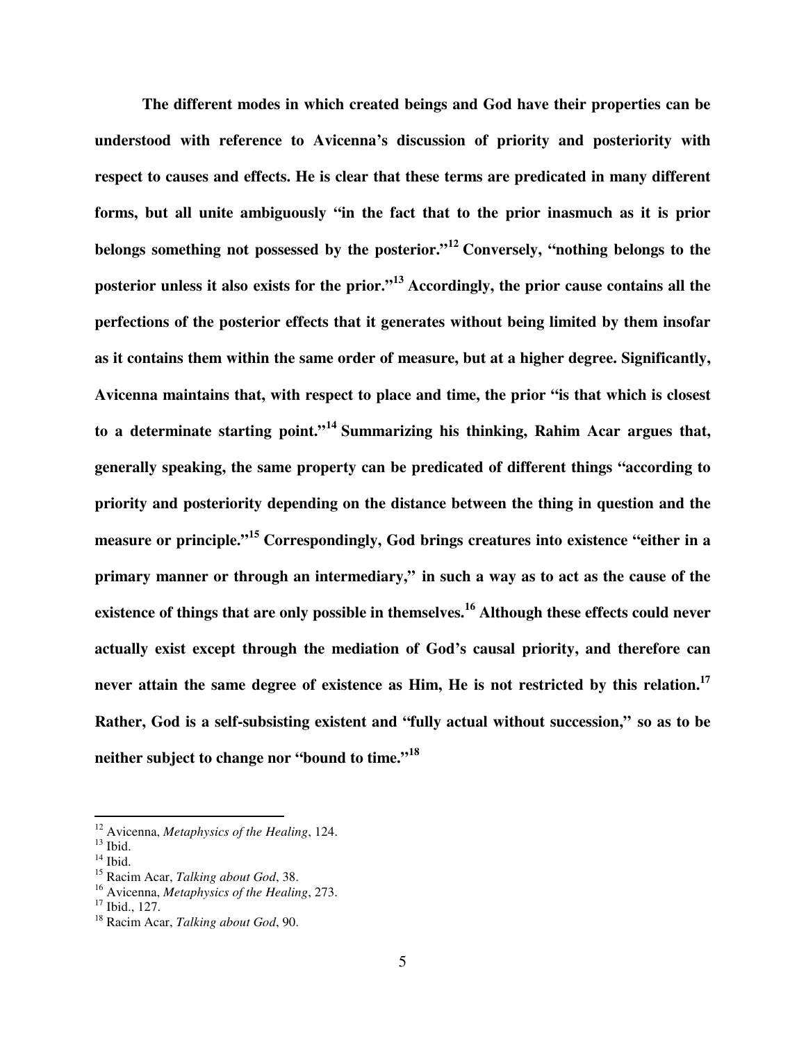**The different modes in which created beings and God have their properties can be understood with reference to Avicenna's discussion of priority and posteriority with respect to causes and effects. He is clear that these terms are predicated in many different forms, but all unite ambiguously "in the fact that to the prior inasmuch as it is prior belongs something not possessed by the posterior."[12] Conversely, "nothing belongs to the posterior unless it also exists for the prior."[13] Accordingly, the prior cause contains all the perfections of the posterior effects that it generates without being limited by them insofar as it contains them within the same order of measure, but at a higher degree. Significantly, Avicenna maintains that, with respect to place and time, the prior "is that which is closest to a determinate starting point."[14] Summarizing his thinking, Rahim Acar argues that, generally speaking, the same property can be predicated of different things "according to priority and posteriority depending on the distance between the thing in question and the measure or principle."[15] Correspondingly, God brings creatures into existence "either in a primary manner or through an intermediary," in such a way as to act as the cause of the existence of things that are only possible in themselves.[16] Although these effects could never actually exist except through the mediation of God's causal priority, and therefore can never attain the same degree of existence as Him, He is not restricted by this relation.[17] Rather, God is a self-subsisting existent and "fully actual without succession," so as to be neither subject to change nor "bound to time."[18]**

---

[12] Avicenna, *Metaphysics of the Healing*, 124.
[13] Ibid.
[14] Ibid.
[15] Racim Acar, *Talking about God*, 38.
[16] Avicenna, *Metaphysics of the Healing*, 273.
[17] Ibid., 127.
[18] Racim Acar, *Talking about God*, 90.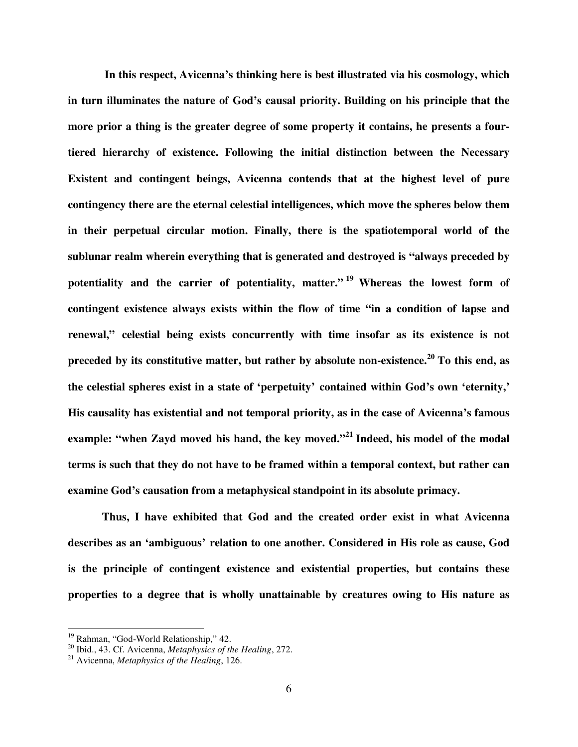**In this respect, Avicenna's thinking here is best illustrated via his cosmology, which in turn illuminates the nature of God's causal priority. Building on his principle that the more prior a thing is the greater degree of some property it contains, he presents a four-tiered hierarchy of existence. Following the initial distinction between the Necessary Existent and contingent beings, Avicenna contends that at the highest level of pure contingency there are the eternal celestial intelligences, which move the spheres below them in their perpetual circular motion. Finally, there is the spatiotemporal world of the sublunar realm wherein everything that is generated and destroyed is "always preceded by potentiality and the carrier of potentiality, matter."[19] Whereas the lowest form of contingent existence always exists within the flow of time "in a condition of lapse and renewal," celestial being exists concurrently with time insofar as its existence is not preceded by its constitutive matter, but rather by absolute non-existence.[20] To this end, as the celestial spheres exist in a state of 'perpetuity' contained within God's own 'eternity,' His causality has existential and not temporal priority, as in the case of Avicenna's famous example: "when Zayd moved his hand, the key moved."[21] Indeed, his model of the modal terms is such that they do not have to be framed within a temporal context, but rather can examine God's causation from a metaphysical standpoint in its absolute primacy.**

**Thus, I have exhibited that God and the created order exist in what Avicenna describes as an 'ambiguous' relation to one another. Considered in His role as cause, God is the principle of contingent existence and existential properties, but contains these properties to a degree that is wholly unattainable by creatures owing to His nature as**

---

[19] Rahman, "God-World Relationship," 42.

[20] Ibid., 43. Cf. Avicenna, *Metaphysics of the Healing*, 272.

[21] Avicenna, *Metaphysics of the Healing*, 126.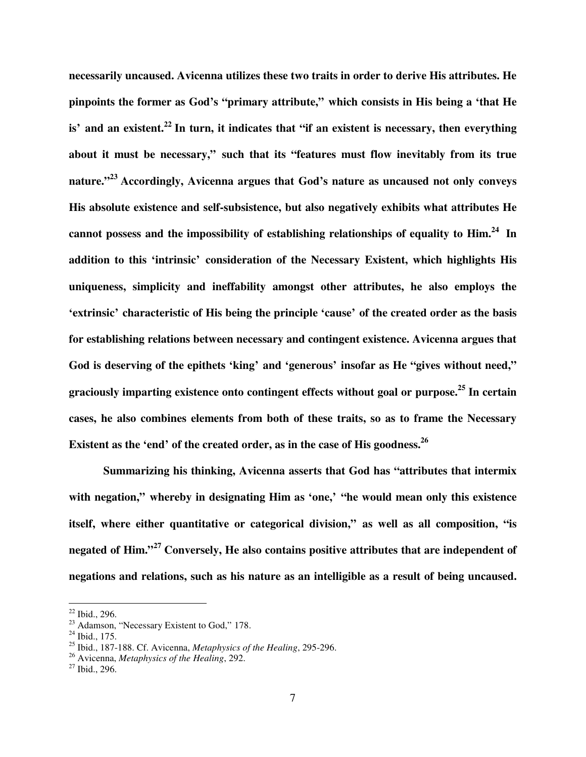**necessarily uncaused. Avicenna utilizes these two traits in order to derive His attributes. He pinpoints the former as God's "primary attribute," which consists in His being a 'that He is' and an existent.[22] In turn, it indicates that "if an existent is necessary, then everything about it must be necessary," such that its "features must flow inevitably from its true nature."[23] Accordingly, Avicenna argues that God's nature as uncaused not only conveys His absolute existence and self-subsistence, but also negatively exhibits what attributes He cannot possess and the impossibility of establishing relationships of equality to Him.[24] In addition to this 'intrinsic' consideration of the Necessary Existent, which highlights His uniqueness, simplicity and ineffability amongst other attributes, he also employs the 'extrinsic' characteristic of His being the principle 'cause' of the created order as the basis for establishing relations between necessary and contingent existence. Avicenna argues that God is deserving of the epithets 'king' and 'generous' insofar as He "gives without need," graciously imparting existence onto contingent effects without goal or purpose.[25] In certain cases, he also combines elements from both of these traits, so as to frame the Necessary Existent as the 'end' of the created order, as in the case of His goodness.[26]**

**Summarizing his thinking, Avicenna asserts that God has "attributes that intermix with negation," whereby in designating Him as 'one,' "he would mean only this existence itself, where either quantitative or categorical division," as well as all composition, "is negated of Him."[27] Conversely, He also contains positive attributes that are independent of negations and relations, such as his nature as an intelligible as a result of being uncaused.**

---

[22] Ibid., 296.

[23] Adamson, "Necessary Existent to God," 178.

[24] Ibid., 175.

[25] Ibid., 187-188. Cf. Avicenna, *Metaphysics of the Healing*, 295-296.

[26] Avicenna, *Metaphysics of the Healing*, 292.

[27] Ibid., 296.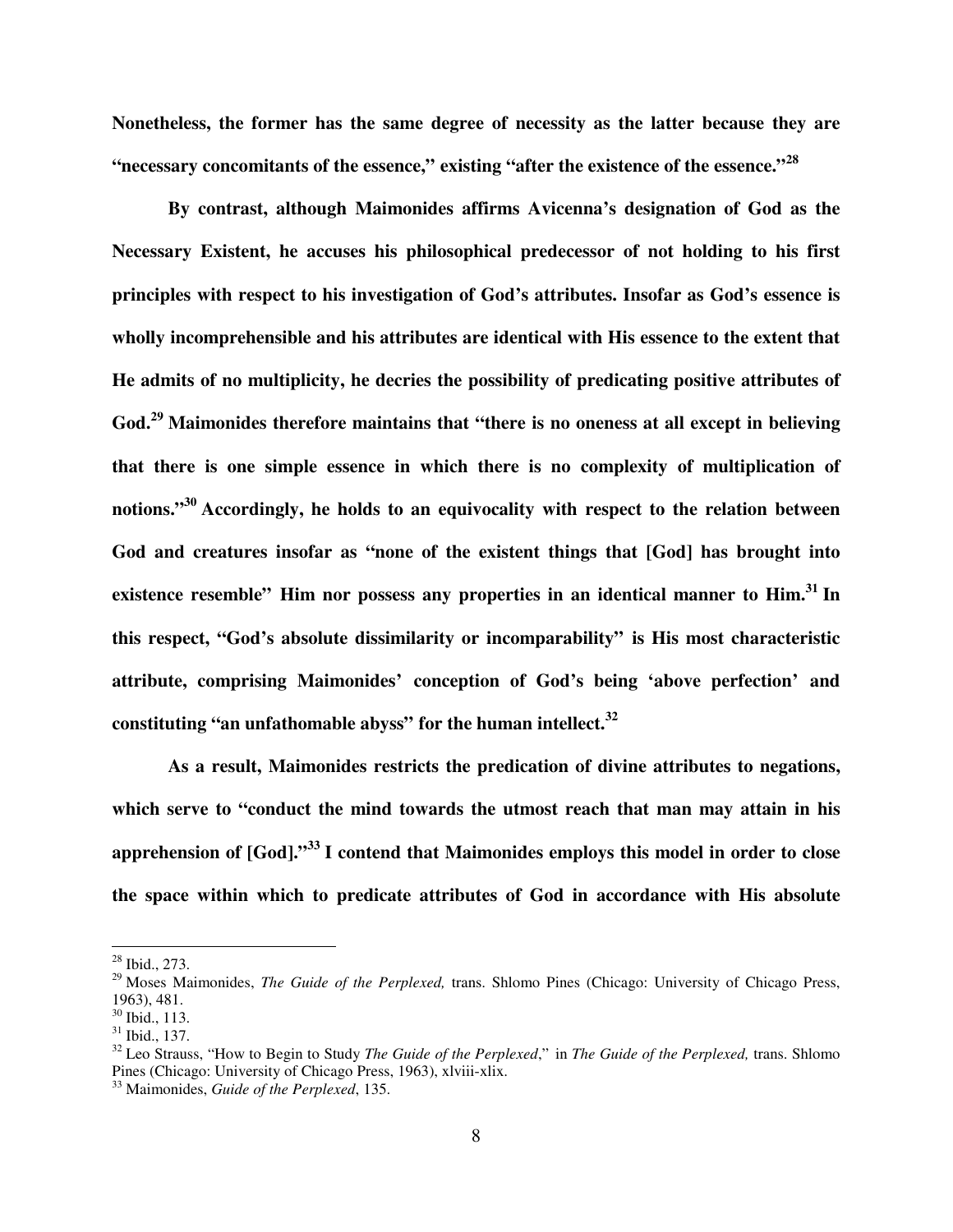**Nonetheless, the former has the same degree of necessity as the latter because they are "necessary concomitants of the essence," existing "after the existence of the essence."[28]**

**By contrast, although Maimonides affirms Avicenna's designation of God as the Necessary Existent, he accuses his philosophical predecessor of not holding to his first principles with respect to his investigation of God's attributes. Insofar as God's essence is wholly incomprehensible and his attributes are identical with His essence to the extent that He admits of no multiplicity, he decries the possibility of predicating positive attributes of God.[29] Maimonides therefore maintains that "there is no oneness at all except in believing that there is one simple essence in which there is no complexity of multiplication of notions."[30] Accordingly, he holds to an equivocality with respect to the relation between God and creatures insofar as "none of the existent things that [God] has brought into existence resemble" Him nor possess any properties in an identical manner to Him.[31] In this respect, "God's absolute dissimilarity or incomparability" is His most characteristic attribute, comprising Maimonides' conception of God's being 'above perfection' and constituting "an unfathomable abyss" for the human intellect.[32]**

**As a result, Maimonides restricts the predication of divine attributes to negations, which serve to "conduct the mind towards the utmost reach that man may attain in his apprehension of [God]."[33] I contend that Maimonides employs this model in order to close the space within which to predicate attributes of God in accordance with His absolute**

---

[28] Ibid., 273.

[29] Moses Maimonides, *The Guide of the Perplexed,* trans. Shlomo Pines (Chicago: University of Chicago Press, 1963), 481.

[30] Ibid., 113.

[31] Ibid., 137.

[32] Leo Strauss, "How to Begin to Study *The Guide of the Perplexed*," in *The Guide of the Perplexed,* trans. Shlomo Pines (Chicago: University of Chicago Press, 1963), xlviii-xlix.

[33] Maimonides, *Guide of the Perplexed*, 135.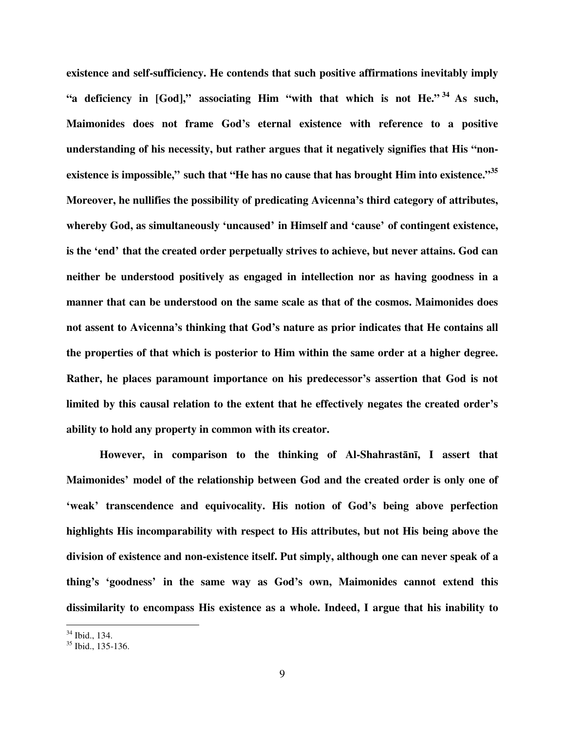**existence and self-sufficiency. He contends that such positive affirmations inevitably imply "a deficiency in [God]," associating Him "with that which is not He."[34] As such, Maimonides does not frame God's eternal existence with reference to a positive understanding of his necessity, but rather argues that it negatively signifies that His "non-existence is impossible," such that "He has no cause that has brought Him into existence."[35] Moreover, he nullifies the possibility of predicating Avicenna's third category of attributes, whereby God, as simultaneously 'uncaused' in Himself and 'cause' of contingent existence, is the 'end' that the created order perpetually strives to achieve, but never attains. God can neither be understood positively as engaged in intellection nor as having goodness in a manner that can be understood on the same scale as that of the cosmos. Maimonides does not assent to Avicenna's thinking that God's nature as prior indicates that He contains all the properties of that which is posterior to Him within the same order at a higher degree. Rather, he places paramount importance on his predecessor's assertion that God is not limited by this causal relation to the extent that he effectively negates the created order's ability to hold any property in common with its creator.**

**However, in comparison to the thinking of Al-Shahrastānī, I assert that Maimonides' model of the relationship between God and the created order is only one of 'weak' transcendence and equivocality. His notion of God's being above perfection highlights His incomparability with respect to His attributes, but not His being above the division of existence and non-existence itself. Put simply, although one can never speak of a thing's 'goodness' in the same way as God's own, Maimonides cannot extend this dissimilarity to encompass His existence as a whole. Indeed, I argue that his inability to**

---

[34] Ibid., 134.

[35] Ibid., 135-136.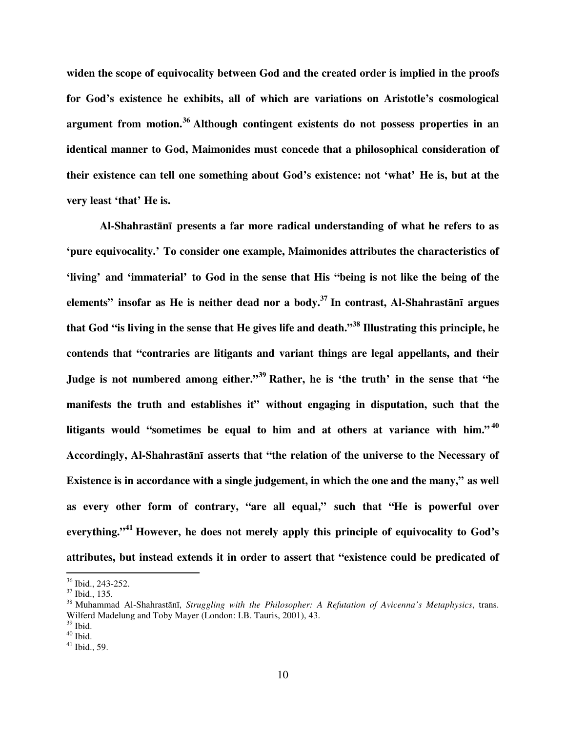**widen the scope of equivocality between God and the created order is implied in the proofs for God's existence he exhibits, all of which are variations on Aristotle's cosmological argument from motion.[36] Although contingent existents do not possess properties in an identical manner to God, Maimonides must concede that a philosophical consideration of their existence can tell one something about God's existence: not 'what' He is, but at the very least 'that' He is.**

**Al-Shahrastānī presents a far more radical understanding of what he refers to as 'pure equivocality.' To consider one example, Maimonides attributes the characteristics of 'living' and 'immaterial' to God in the sense that His "being is not like the being of the elements" insofar as He is neither dead nor a body.[37] In contrast, Al-Shahrastānī argues that God "is living in the sense that He gives life and death."[38] Illustrating this principle, he contends that "contraries are litigants and variant things are legal appellants, and their Judge is not numbered among either."[39] Rather, he is 'the truth' in the sense that "he manifests the truth and establishes it" without engaging in disputation, such that the litigants would "sometimes be equal to him and at others at variance with him."[40] Accordingly, Al-Shahrastānī asserts that "the relation of the universe to the Necessary of Existence is in accordance with a single judgement, in which the one and the many," as well as every other form of contrary, "are all equal," such that "He is powerful over everything."[41] However, he does not merely apply this principle of equivocality to God's attributes, but instead extends it in order to assert that "existence could be predicated of**

---

[36] Ibid., 243-252.

[37] Ibid., 135.

[38] Muhammad Al-Shahrastānī, *Struggling with the Philosopher: A Refutation of Avicenna's Metaphysics*, trans. Wilferd Madelung and Toby Mayer (London: I.B. Tauris, 2001), 43.

[39] Ibid.

[40] Ibid.

[41] Ibid., 59.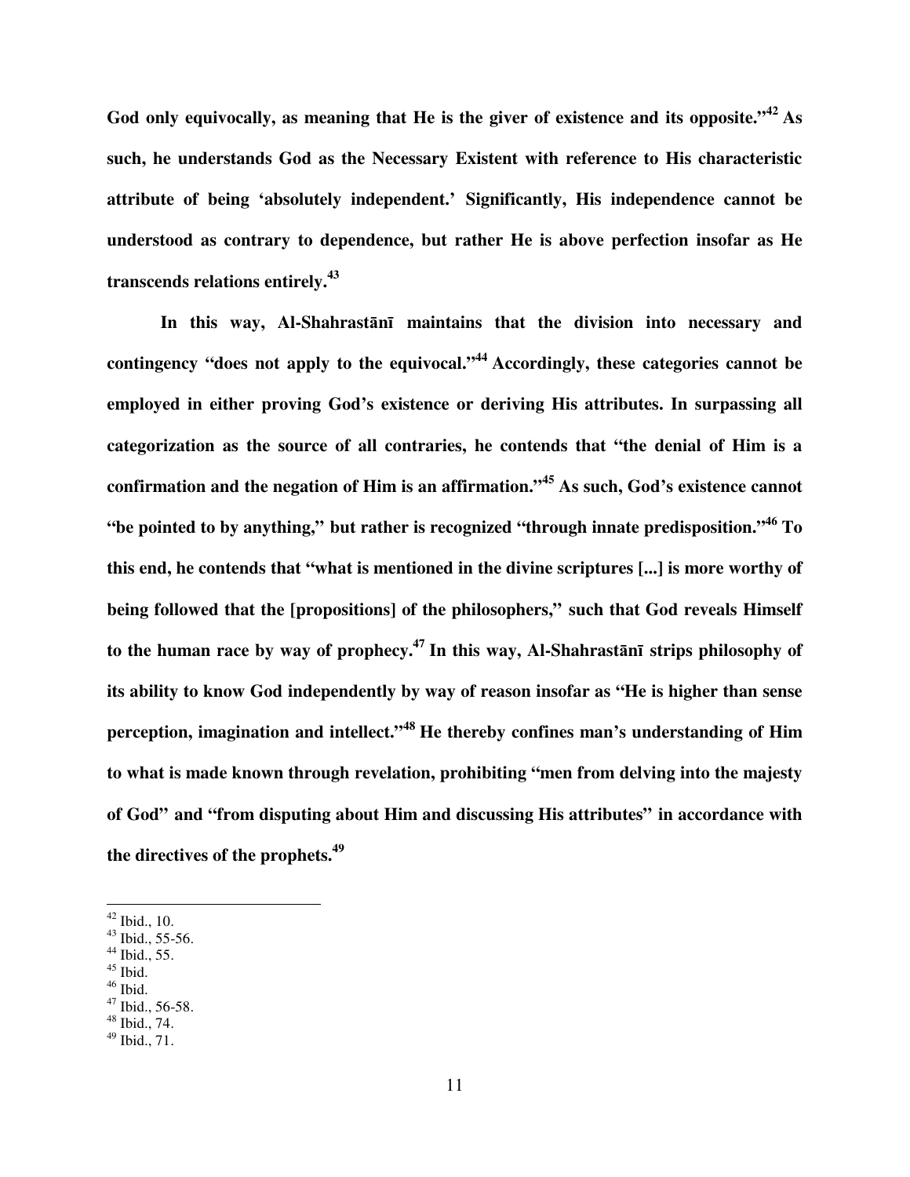God only equivocally, as meaning that He is the giver of existence and its opposite."[42] As such, he understands God as the Necessary Existent with reference to His characteristic attribute of being 'absolutely independent.' Significantly, His independence cannot be understood as contrary to dependence, but rather He is above perfection insofar as He transcends relations entirely.[43]

In this way, Al-Shahrastānī maintains that the division into necessary and contingency "does not apply to the equivocal."[44] Accordingly, these categories cannot be employed in either proving God's existence or deriving His attributes. In surpassing all categorization as the source of all contraries, he contends that "the denial of Him is a confirmation and the negation of Him is an affirmation."[45] As such, God's existence cannot "be pointed to by anything," but rather is recognized "through innate predisposition."[46] To this end, he contends that "what is mentioned in the divine scriptures [...] is more worthy of being followed that the [propositions] of the philosophers," such that God reveals Himself to the human race by way of prophecy.[47] In this way, Al-Shahrastānī strips philosophy of its ability to know God independently by way of reason insofar as "He is higher than sense perception, imagination and intellect."[48] He thereby confines man's understanding of Him to what is made known through revelation, prohibiting "men from delving into the majesty of God" and "from disputing about Him and discussing His attributes" in accordance with the directives of the prophets.[49]

---

[42] Ibid., 10.
[43] Ibid., 55-56.
[44] Ibid., 55.
[45] Ibid.
[46] Ibid.
[47] Ibid., 56-58.
[48] Ibid., 74.
[49] Ibid., 71.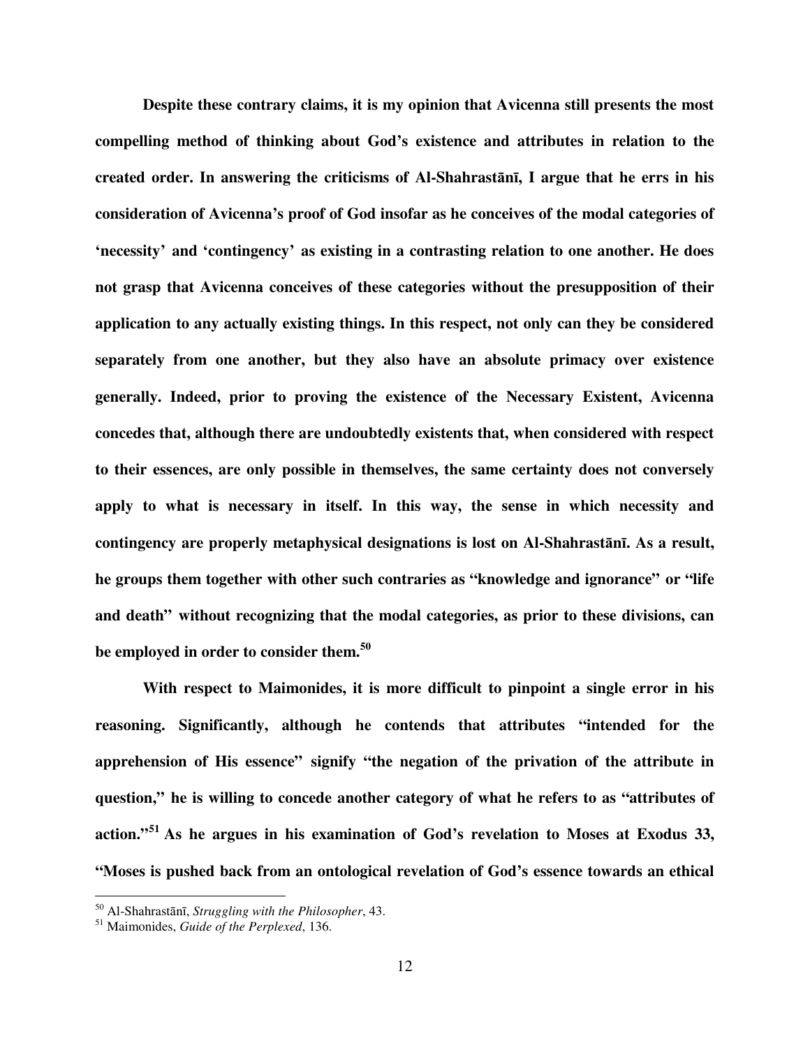**Despite these contrary claims, it is my opinion that Avicenna still presents the most compelling method of thinking about God's existence and attributes in relation to the created order. In answering the criticisms of Al-Shahrastānī, I argue that he errs in his consideration of Avicenna's proof of God insofar as he conceives of the modal categories of 'necessity' and 'contingency' as existing in a contrasting relation to one another. He does not grasp that Avicenna conceives of these categories without the presupposition of their application to any actually existing things. In this respect, not only can they be considered separately from one another, but they also have an absolute primacy over existence generally. Indeed, prior to proving the existence of the Necessary Existent, Avicenna concedes that, although there are undoubtedly existents that, when considered with respect to their essences, are only possible in themselves, the same certainty does not conversely apply to what is necessary in itself. In this way, the sense in which necessity and contingency are properly metaphysical designations is lost on Al-Shahrastānī. As a result, he groups them together with other such contraries as "knowledge and ignorance" or "life and death" without recognizing that the modal categories, as prior to these divisions, can be employed in order to consider them.[50]**

**With respect to Maimonides, it is more difficult to pinpoint a single error in his reasoning. Significantly, although he contends that attributes "intended for the apprehension of His essence" signify "the negation of the privation of the attribute in question," he is willing to concede another category of what he refers to as "attributes of action."[51] As he argues in his examination of God's revelation to Moses at Exodus 33, "Moses is pushed back from an ontological revelation of God's essence towards an ethical**

---

[50] Al-Shahrastānī, *Struggling with the Philosopher*, 43.

[51] Maimonides, *Guide of the Perplexed*, 136.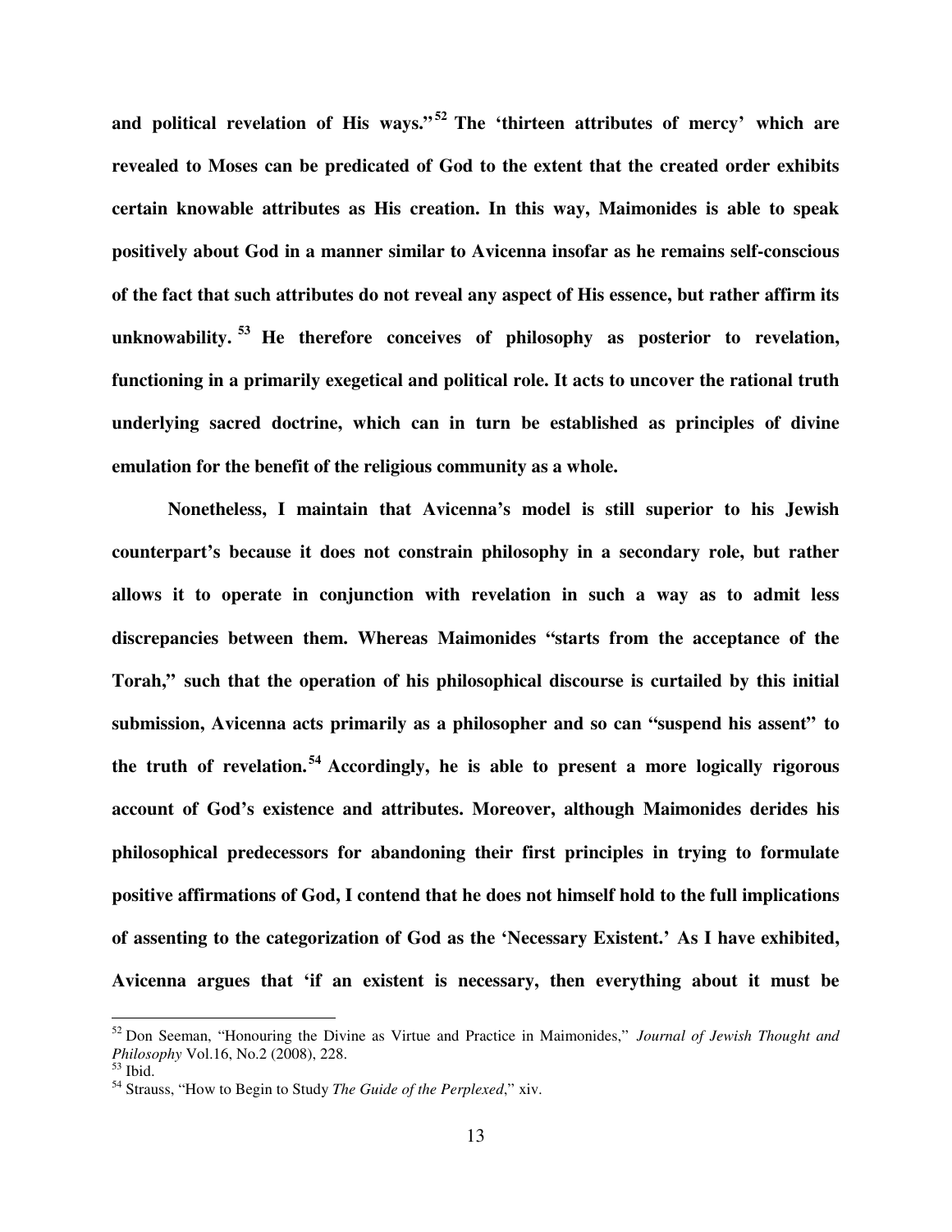**and political revelation of His ways."[52] The 'thirteen attributes of mercy' which are revealed to Moses can be predicated of God to the extent that the created order exhibits certain knowable attributes as His creation. In this way, Maimonides is able to speak positively about God in a manner similar to Avicenna insofar as he remains self-conscious of the fact that such attributes do not reveal any aspect of His essence, but rather affirm its unknowability.[53] He therefore conceives of philosophy as posterior to revelation, functioning in a primarily exegetical and political role. It acts to uncover the rational truth underlying sacred doctrine, which can in turn be established as principles of divine emulation for the benefit of the religious community as a whole.**

**Nonetheless, I maintain that Avicenna's model is still superior to his Jewish counterpart's because it does not constrain philosophy in a secondary role, but rather allows it to operate in conjunction with revelation in such a way as to admit less discrepancies between them. Whereas Maimonides "starts from the acceptance of the Torah," such that the operation of his philosophical discourse is curtailed by this initial submission, Avicenna acts primarily as a philosopher and so can "suspend his assent" to the truth of revelation.[54] Accordingly, he is able to present a more logically rigorous account of God's existence and attributes. Moreover, although Maimonides derides his philosophical predecessors for abandoning their first principles in trying to formulate positive affirmations of God, I contend that he does not himself hold to the full implications of assenting to the categorization of God as the 'Necessary Existent.' As I have exhibited, Avicenna argues that 'if an existent is necessary, then everything about it must be**

---

[52] Don Seeman, "Honouring the Divine as Virtue and Practice in Maimonides," *Journal of Jewish Thought and Philosophy* Vol.16, No.2 (2008), 228.

[53] Ibid.

[54] Strauss, "How to Begin to Study *The Guide of the Perplexed*," xiv.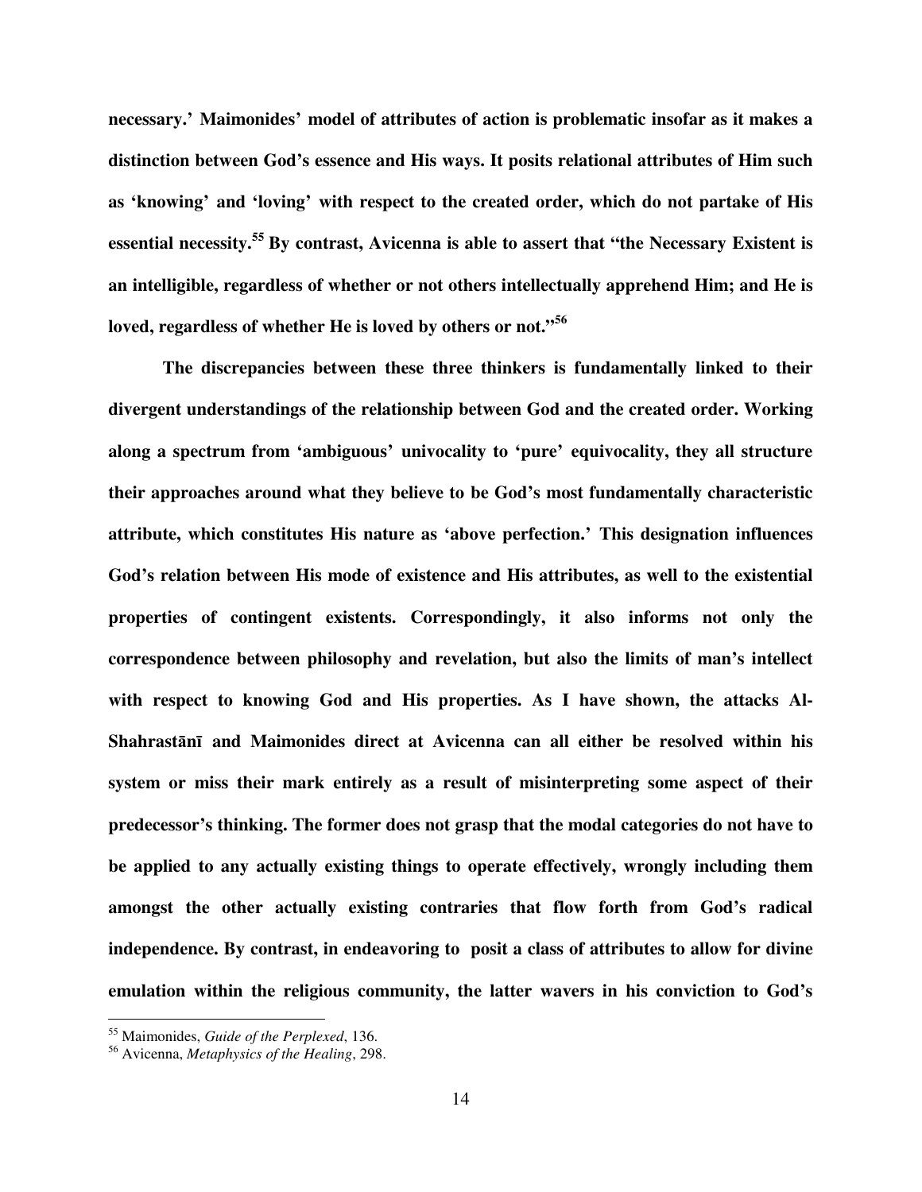**necessary.' Maimonides' model of attributes of action is problematic insofar as it makes a distinction between God's essence and His ways. It posits relational attributes of Him such as 'knowing' and 'loving' with respect to the created order, which do not partake of His essential necessity.[55] By contrast, Avicenna is able to assert that "the Necessary Existent is an intelligible, regardless of whether or not others intellectually apprehend Him; and He is loved, regardless of whether He is loved by others or not."[56]**

**The discrepancies between these three thinkers is fundamentally linked to their divergent understandings of the relationship between God and the created order. Working along a spectrum from 'ambiguous' univocality to 'pure' equivocality, they all structure their approaches around what they believe to be God's most fundamentally characteristic attribute, which constitutes His nature as 'above perfection.' This designation influences God's relation between His mode of existence and His attributes, as well to the existential properties of contingent existents. Correspondingly, it also informs not only the correspondence between philosophy and revelation, but also the limits of man's intellect with respect to knowing God and His properties. As I have shown, the attacks Al-Shahrastānī and Maimonides direct at Avicenna can all either be resolved within his system or miss their mark entirely as a result of misinterpreting some aspect of their predecessor's thinking. The former does not grasp that the modal categories do not have to be applied to any actually existing things to operate effectively, wrongly including them amongst the other actually existing contraries that flow forth from God's radical independence. By contrast, in endeavoring to posit a class of attributes to allow for divine emulation within the religious community, the latter wavers in his conviction to God's**

---

[55] Maimonides, *Guide of the Perplexed*, 136.

[56] Avicenna, *Metaphysics of the Healing*, 298.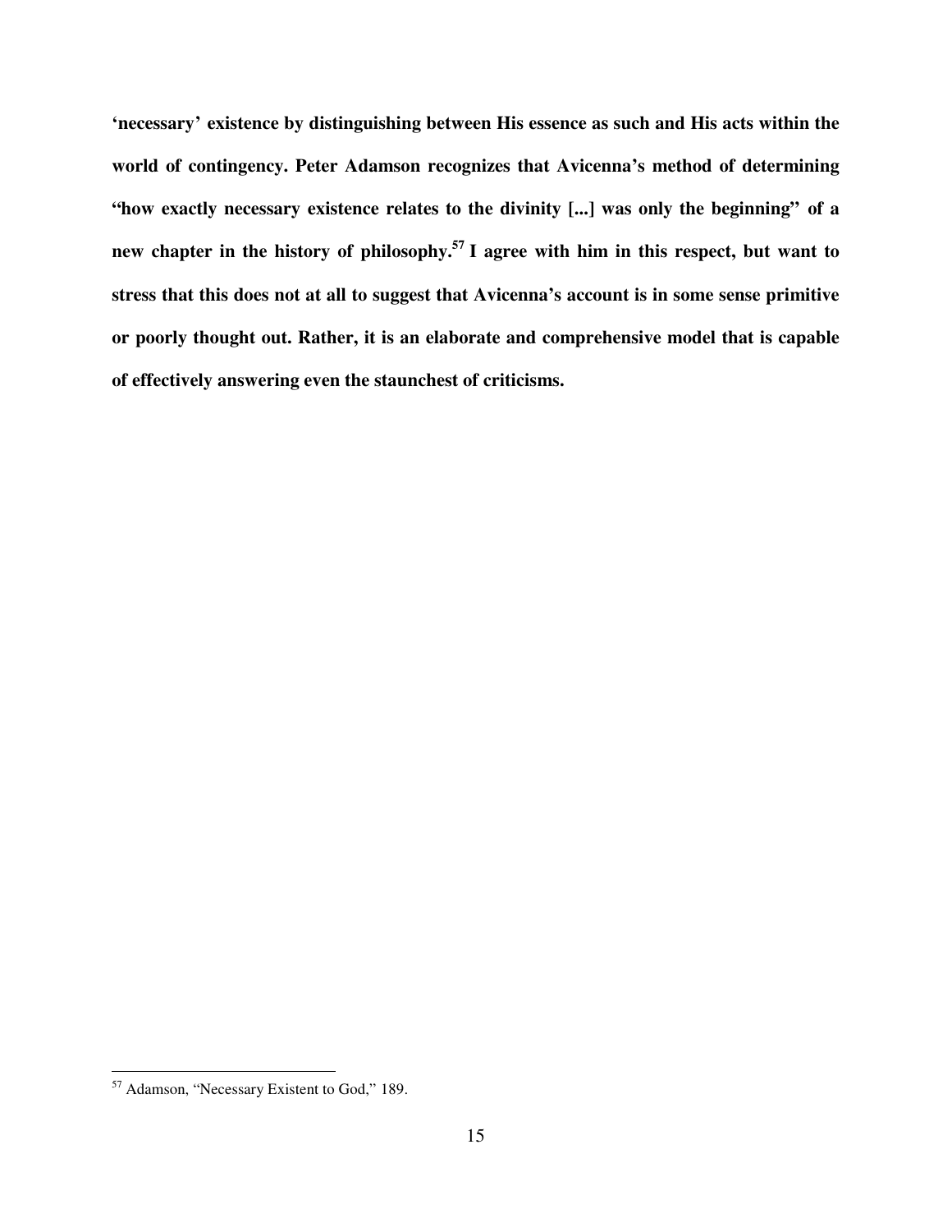**'necessary' existence by distinguishing between His essence as such and His acts within the world of contingency. Peter Adamson recognizes that Avicenna's method of determining "how exactly necessary existence relates to the divinity [...] was only the beginning" of a new chapter in the history of philosophy.[57] I agree with him in this respect, but want to stress that this does not at all to suggest that Avicenna's account is in some sense primitive or poorly thought out. Rather, it is an elaborate and comprehensive model that is capable of effectively answering even the staunchest of criticisms.**

---

[57] Adamson, "Necessary Existent to God," 189.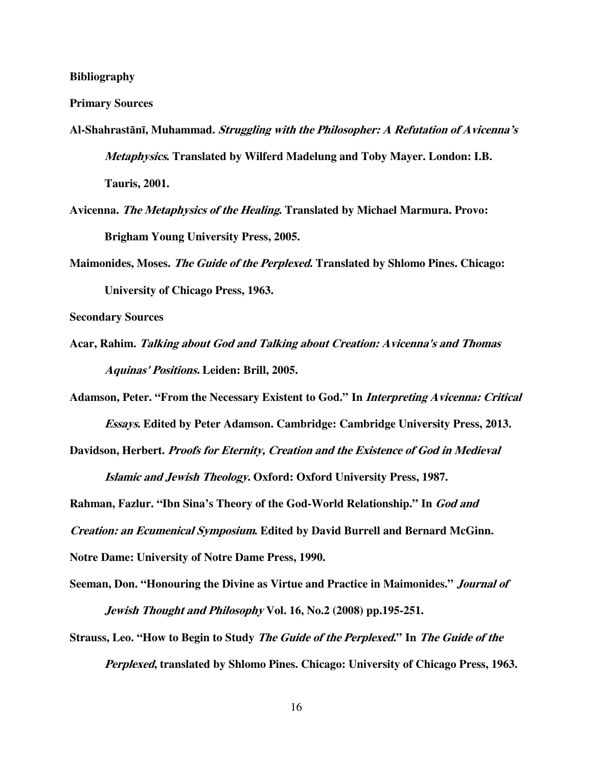# Bibliography

## Primary Sources

Al-Shahrastānī, Muhammad. *Struggling with the Philosopher: A Refutation of Avicenna's Metaphysics.* Translated by Wilferd Madelung and Toby Mayer. London: I.B. Tauris, 2001.

Avicenna. *The Metaphysics of the Healing.* Translated by Michael Marmura. Provo: Brigham Young University Press, 2005.

Maimonides, Moses. *The Guide of the Perplexed.* Translated by Shlomo Pines. Chicago: University of Chicago Press, 1963.

## Secondary Sources

Acar, Rahim. *Talking about God and Talking about Creation: Avicenna's and Thomas Aquinas' Positions.* Leiden: Brill, 2005.

Adamson, Peter. "From the Necessary Existent to God." In *Interpreting Avicenna: Critical Essays.* Edited by Peter Adamson. Cambridge: Cambridge University Press, 2013.

Davidson, Herbert. *Proofs for Eternity, Creation and the Existence of God in Medieval Islamic and Jewish Theology.* Oxford: Oxford University Press, 1987.

Rahman, Fazlur. "Ibn Sina's Theory of the God-World Relationship." In *God and Creation: an Ecumenical Symposium.* Edited by David Burrell and Bernard McGinn. Notre Dame: University of Notre Dame Press, 1990.

Seeman, Don. "Honouring the Divine as Virtue and Practice in Maimonides." *Journal of Jewish Thought and Philosophy* Vol. 16, No.2 (2008) pp.195-251.

Strauss, Leo. "How to Begin to Study *The Guide of the Perplexed.*" In *The Guide of the Perplexed*, translated by Shlomo Pines. Chicago: University of Chicago Press, 1963.